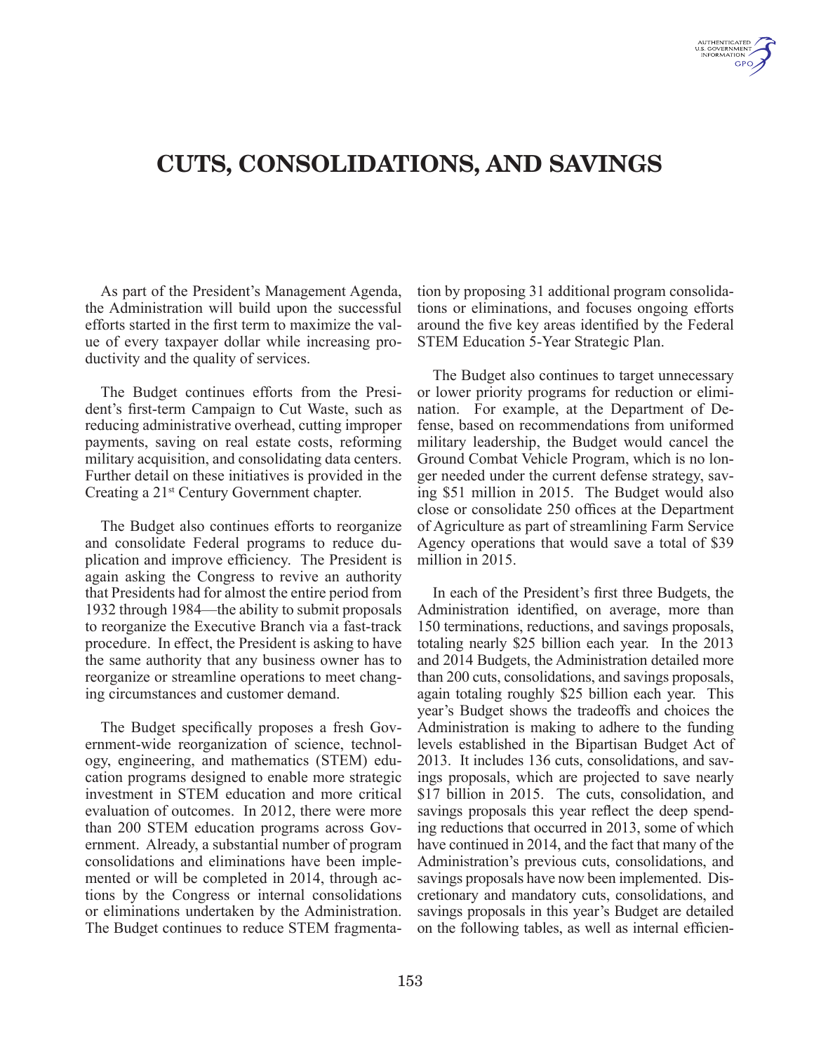# CUTS, CONSOLIDATIONS, AND SAVINGS

As part of the President's Management Agenda, the Administration will build upon the successful efforts started in the first term to maximize the value of every taxpayer dollar while increasing productivity and the quality of services.

The Budget continues efforts from the President's first-term Campaign to Cut Waste, such as reducing administrative overhead, cutting improper payments, saving on real estate costs, reforming military acquisition, and consolidating data centers. Further detail on these initiatives is provided in the Creating a 21st Century Government chapter.

The Budget also continues efforts to reorganize and consolidate Federal programs to reduce duplication and improve efficiency. The President is again asking the Congress to revive an authority that Presidents had for almost the entire period from 1932 through 1984—the ability to submit proposals to reorganize the Executive Branch via a fast-track procedure. In effect, the President is asking to have the same authority that any business owner has to reorganize or streamline operations to meet changing circumstances and customer demand.

The Budget specifically proposes a fresh Government-wide reorganization of science, technology, engineering, and mathematics (STEM) education programs designed to enable more strategic investment in STEM education and more critical evaluation of outcomes. In 2012, there were more than 200 STEM education programs across Government. Already, a substantial number of program consolidations and eliminations have been implemented or will be completed in 2014, through actions by the Congress or internal consolidations or eliminations undertaken by the Administration. The Budget continues to reduce STEM fragmentation by proposing 31 additional program consolidations or eliminations, and focuses ongoing efforts around the five key areas identified by the Federal STEM Education 5-Year Strategic Plan.

The Budget also continues to target unnecessary or lower priority programs for reduction or elimination. For example, at the Department of Defense, based on recommendations from uniformed military leadership, the Budget would cancel the Ground Combat Vehicle Program, which is no longer needed under the current defense strategy, saving $51 million in 2015. The Budget would also close or consolidate 250 offices at the Department of Agriculture as part of streamlining Farm Service Agency operations that would save a total of $39 million in 2015.

In each of the President's first three Budgets, the Administration identified, on average, more than 150 terminations, reductions, and savings proposals, totaling nearly $25 billion each year. In the 2013 and 2014 Budgets, the Administration detailed more than 200 cuts, consolidations, and savings proposals, again totaling roughly $25 billion each year. This year's Budget shows the tradeoffs and choices the Administration is making to adhere to the funding levels established in the Bipartisan Budget Act of 2013. It includes 136 cuts, consolidations, and savings proposals, which are projected to save nearly $17 billion in 2015. The cuts, consolidation, and savings proposals this year reflect the deep spending reductions that occurred in 2013, some of which have continued in 2014, and the fact that many of the Administration's previous cuts, consolidations, and savings proposals have now been implemented. Discretionary and mandatory cuts, consolidations, and savings proposals in this year's Budget are detailed on the following tables, as well as internal efficien-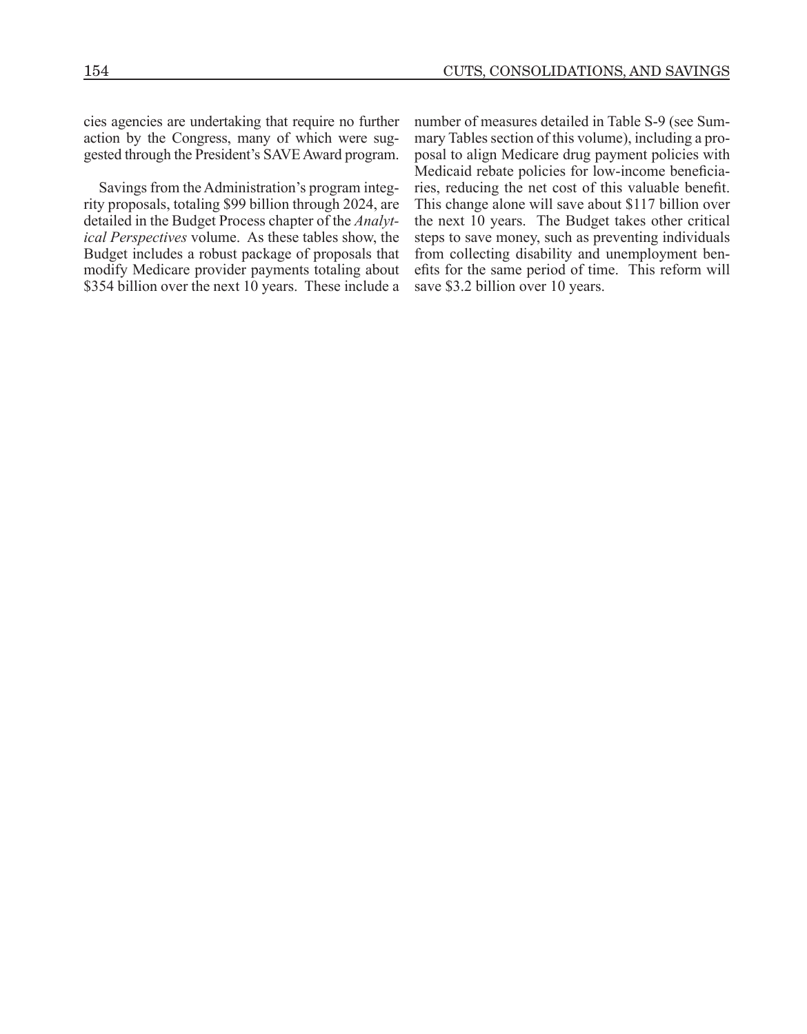cies agencies are undertaking that require no further action by the Congress, many of which were suggested through the President's SAVE Award program.

Savings from the Administration's program integrity proposals, totaling $99 billion through 2024, are detailed in the Budget Process chapter of the *Analytical Perspectives* volume. As these tables show, the Budget includes a robust package of proposals that modify Medicare provider payments totaling about $354 billion over the next 10 years. These include a number of measures detailed in Table S-9 (see Summary Tables section of this volume), including a proposal to align Medicare drug payment policies with Medicaid rebate policies for low-income beneficiaries, reducing the net cost of this valuable benefit. This change alone will save about $117 billion over the next 10 years. The Budget takes other critical steps to save money, such as preventing individuals from collecting disability and unemployment benefits for the same period of time. This reform will save $3.2 billion over 10 years.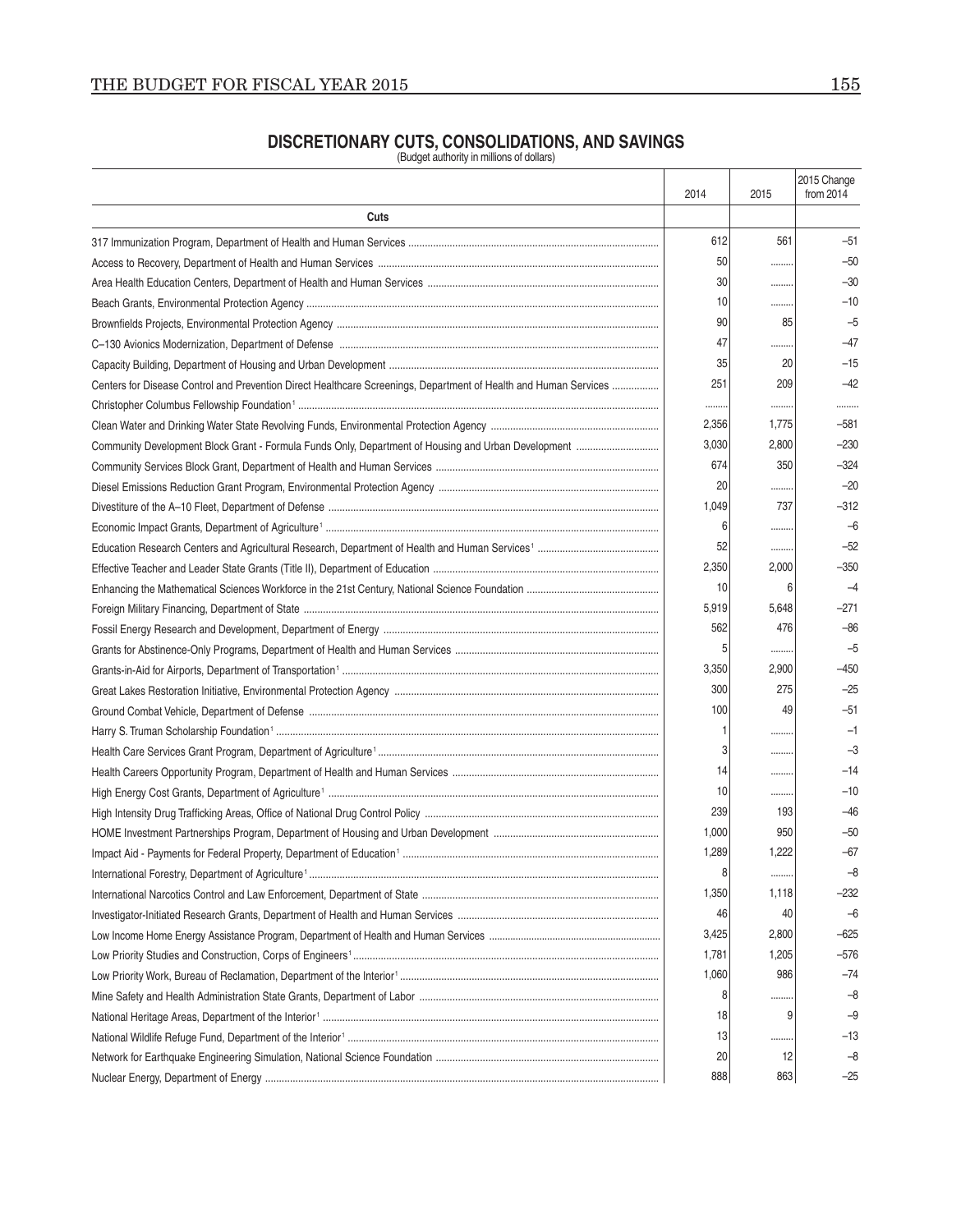## DISCRETIONARY CUTS, CONSOLIDATIONS, AND SAVINGS

(Budget authority in millions of dollars)

| | 2014 | 2015 | 2015 Change from 2014 |
|---|---|---|---|
| **Cuts** | | | |
| 317 Immunization Program, Department of Health and Human Services | 612 | 561 | –51 |
| Access to Recovery, Department of Health and Human Services | 50 | ......... | –50 |
| Area Health Education Centers, Department of Health and Human Services | 30 | ......... | –30 |
| Beach Grants, Environmental Protection Agency | 10 | ......... | –10 |
| Brownfields Projects, Environmental Protection Agency | 90 | 85 | –5 |
| C–130 Avionics Modernization, Department of Defense | 47 | ......... | –47 |
| Capacity Building, Department of Housing and Urban Development | 35 | 20 | –15 |
| Centers for Disease Control and Prevention Direct Healthcare Screenings, Department of Health and Human Services | 251 | 209 | –42 |
| Christopher Columbus Fellowship Foundation[1] | ......... | ......... | ......... |
| Clean Water and Drinking Water State Revolving Funds, Environmental Protection Agency | 2,356 | 1,775 | –581 |
| Community Development Block Grant - Formula Funds Only, Department of Housing and Urban Development | 3,030 | 2,800 | –230 |
| Community Services Block Grant, Department of Health and Human Services | 674 | 350 | –324 |
| Diesel Emissions Reduction Grant Program, Environmental Protection Agency | 20 | ......... | –20 |
| Divestiture of the A–10 Fleet, Department of Defense | 1,049 | 737 | –312 |
| Economic Impact Grants, Department of Agriculture[1] | 6 | ......... | –6 |
| Education Research Centers and Agricultural Research, Department of Health and Human Services[1] | 52 | ......... | –52 |
| Effective Teacher and Leader State Grants (Title II), Department of Education | 2,350 | 2,000 | –350 |
| Enhancing the Mathematical Sciences Workforce in the 21st Century, National Science Foundation | 10 | 6 | –4 |
| Foreign Military Financing, Department of State | 5,919 | 5,648 | –271 |
| Fossil Energy Research and Development, Department of Energy | 562 | 476 | –86 |
| Grants for Abstinence-Only Programs, Department of Health and Human Services | 5 | ......... | –5 |
| Grants-in-Aid for Airports, Department of Transportation[1] | 3,350 | 2,900 | –450 |
| Great Lakes Restoration Initiative, Environmental Protection Agency | 300 | 275 | –25 |
| Ground Combat Vehicle, Department of Defense | 100 | 49 | –51 |
| Harry S. Truman Scholarship Foundation[1] | 1 | ......... | –1 |
| Health Care Services Grant Program, Department of Agriculture[1] | 3 | ......... | –3 |
| Health Careers Opportunity Program, Department of Health and Human Services | 14 | ......... | –14 |
| High Energy Cost Grants, Department of Agriculture[1] | 10 | ......... | –10 |
| High Intensity Drug Trafficking Areas, Office of National Drug Control Policy | 239 | 193 | –46 |
| HOME Investment Partnerships Program, Department of Housing and Urban Development | 1,000 | 950 | –50 |
| Impact Aid - Payments for Federal Property, Department of Education[1] | 1,289 | 1,222 | –67 |
| International Forestry, Department of Agriculture[1] | 8 | ......... | –8 |
| International Narcotics Control and Law Enforcement, Department of State | 1,350 | 1,118 | –232 |
| Investigator-Initiated Research Grants, Department of Health and Human Services | 46 | 40 | –6 |
| Low Income Home Energy Assistance Program, Department of Health and Human Services | 3,425 | 2,800 | –625 |
| Low Priority Studies and Construction, Corps of Engineers[1] | 1,781 | 1,205 | –576 |
| Low Priority Work, Bureau of Reclamation, Department of the Interior[1] | 1,060 | 986 | –74 |
| Mine Safety and Health Administration State Grants, Department of Labor | 8 | ......... | –8 |
| National Heritage Areas, Department of the Interior[1] | 18 | 9 | –9 |
| National Wildlife Refuge Fund, Department of the Interior[1] | 13 | ......... | –13 |
| Network for Earthquake Engineering Simulation, National Science Foundation | 20 | 12 | –8 |
| Nuclear Energy, Department of Energy | 888 | 863 | –25 |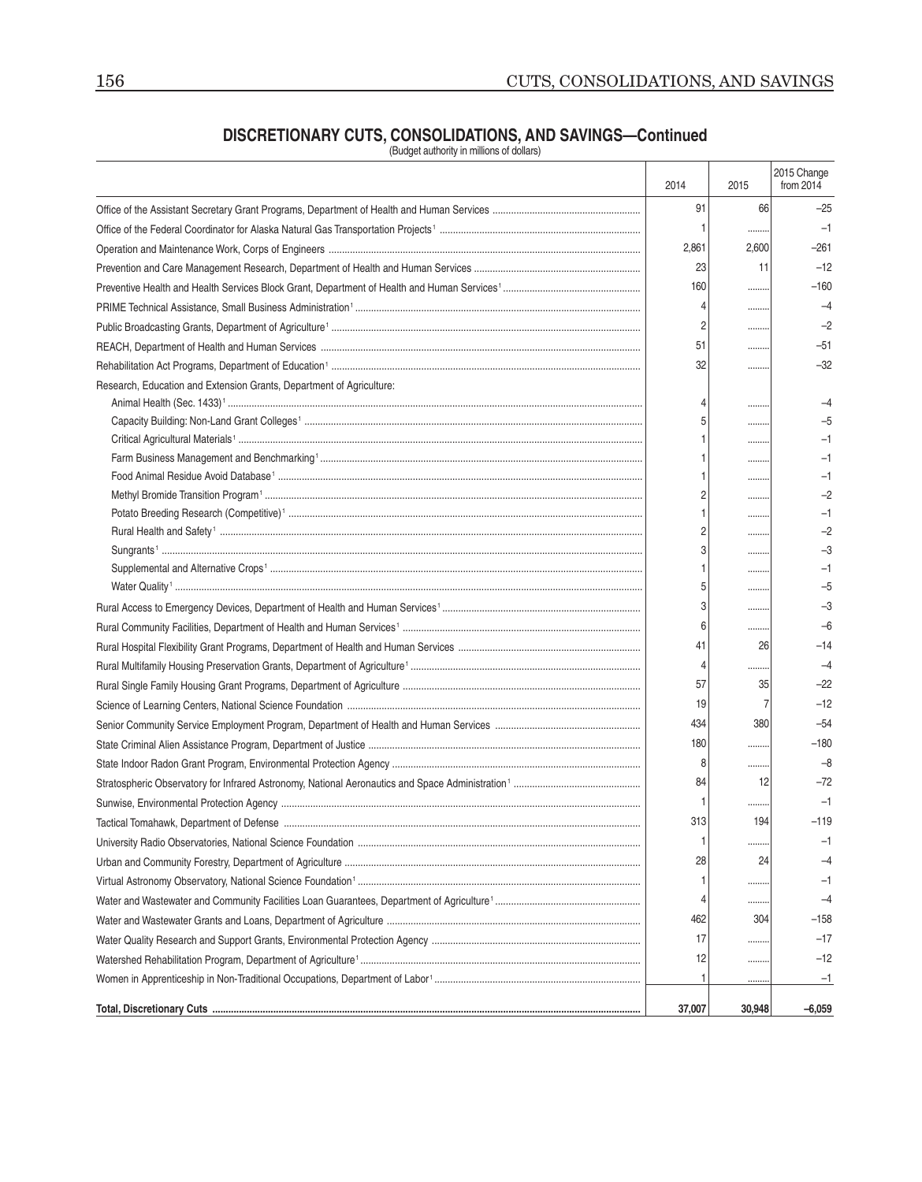## DISCRETIONARY CUTS, CONSOLIDATIONS, AND SAVINGS—Continued

(Budget authority in millions of dollars)

| | 2014 | 2015 | 2015 Change from 2014 |
|---|---|---|---|
| Office of the Assistant Secretary Grant Programs, Department of Health and Human Services | 91 | 66 | –25 |
| Office of the Federal Coordinator for Alaska Natural Gas Transportation Projects [1] | 1 | ......... | –1 |
| Operation and Maintenance Work, Corps of Engineers | 2,861 | 2,600 | –261 |
| Prevention and Care Management Research, Department of Health and Human Services | 23 | 11 | –12 |
| Preventive Health and Health Services Block Grant, Department of Health and Human Services [1] | 160 | ......... | –160 |
| PRIME Technical Assistance, Small Business Administration [1] | 4 | ......... | –4 |
| Public Broadcasting Grants, Department of Agriculture [1] | 2 | ......... | –2 |
| REACH, Department of Health and Human Services | 51 | ......... | –51 |
| Rehabilitation Act Programs, Department of Education [1] | 32 | ......... | –32 |
| Research, Education and Extension Grants, Department of Agriculture: | | | |
| Animal Health (Sec. 1433) [1] | 4 | ......... | –4 |
| Capacity Building: Non-Land Grant Colleges [1] | 5 | ......... | –5 |
| Critical Agricultural Materials [1] | 1 | ......... | –1 |
| Farm Business Management and Benchmarking [1] | 1 | ......... | –1 |
| Food Animal Residue Avoid Database [1] | 1 | ......... | –1 |
| Methyl Bromide Transition Program [1] | 2 | ......... | –2 |
| Potato Breeding Research (Competitive) [1] | 1 | ......... | –1 |
| Rural Health and Safety [1] | 2 | ......... | –2 |
| Sungrants [1] | 3 | ......... | –3 |
| Supplemental and Alternative Crops [1] | 1 | ......... | –1 |
| Water Quality [1] | 5 | ......... | –5 |
| Rural Access to Emergency Devices, Department of Health and Human Services [1] | 3 | ......... | –3 |
| Rural Community Facilities, Department of Health and Human Services [1] | 6 | ......... | –6 |
| Rural Hospital Flexibility Grant Programs, Department of Health and Human Services | 41 | 26 | –14 |
| Rural Multifamily Housing Preservation Grants, Department of Agriculture [1] | 4 | ......... | –4 |
| Rural Single Family Housing Grant Programs, Department of Agriculture | 57 | 35 | –22 |
| Science of Learning Centers, National Science Foundation | 19 | 7 | –12 |
| Senior Community Service Employment Program, Department of Health and Human Services | 434 | 380 | –54 |
| State Criminal Alien Assistance Program, Department of Justice | 180 | ......... | –180 |
| State Indoor Radon Grant Program, Environmental Protection Agency | 8 | ......... | –8 |
| Stratospheric Observatory for Infrared Astronomy, National Aeronautics and Space Administration [1] | 84 | 12 | –72 |
| Sunwise, Environmental Protection Agency | 1 | ......... | –1 |
| Tactical Tomahawk, Department of Defense | 313 | 194 | –119 |
| University Radio Observatories, National Science Foundation | 1 | ......... | –1 |
| Urban and Community Forestry, Department of Agriculture | 28 | 24 | –4 |
| Virtual Astronomy Observatory, National Science Foundation [1] | 1 | ......... | –1 |
| Water and Wastewater and Community Facilities Loan Guarantees, Department of Agriculture [1] | 4 | ......... | –4 |
| Water and Wastewater Grants and Loans, Department of Agriculture | 462 | 304 | –158 |
| Water Quality Research and Support Grants, Environmental Protection Agency | 17 | ......... | –17 |
| Watershed Rehabilitation Program, Department of Agriculture [1] | 12 | ......... | –12 |
| Women in Apprenticeship in Non-Traditional Occupations, Department of Labor [1] | 1 | ......... | –1 |
| **Total, Discretionary Cuts** | **37,007** | **30,948** | **–6,059** |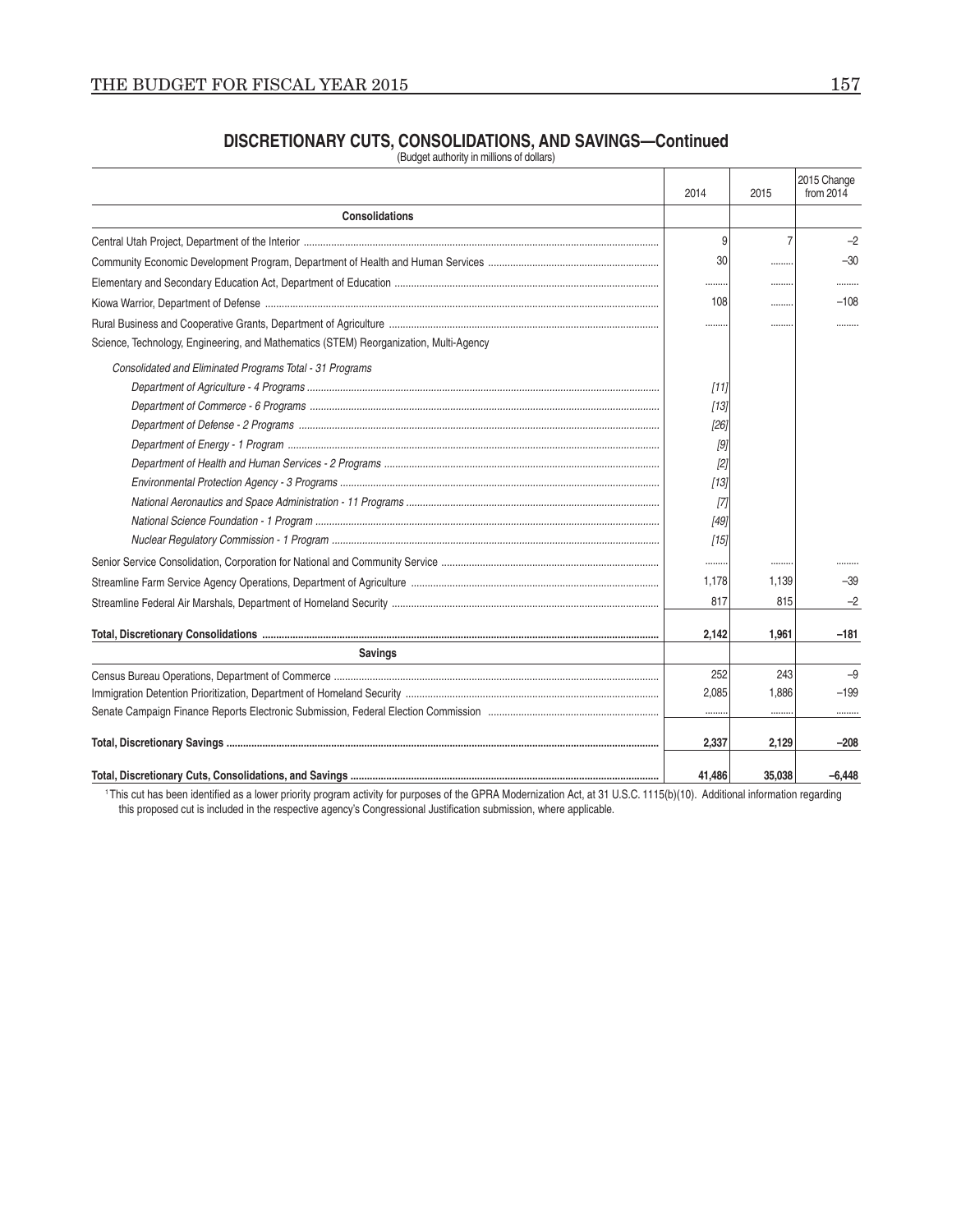## DISCRETIONARY CUTS, CONSOLIDATIONS, AND SAVINGS—Continued

(Budget authority in millions of dollars)

| | 2014 | 2015 | 2015 Change from 2014 |
|---|---|---|---|
| **Consolidations** | | | |
| Central Utah Project, Department of the Interior | 9 | 7 | –2 |
| Community Economic Development Program, Department of Health and Human Services | 30 | ......... | –30 |
| Elementary and Secondary Education Act, Department of Education | ......... | ......... | ......... |
| Kiowa Warrior, Department of Defense | 108 | ......... | –108 |
| Rural Business and Cooperative Grants, Department of Agriculture | ......... | ......... | ......... |
| Science, Technology, Engineering, and Mathematics (STEM) Reorganization, Multi-Agency | | | |
| *Consolidated and Eliminated Programs Total - 31 Programs* | | | |
| *Department of Agriculture - 4 Programs* | *[11]* | | |
| *Department of Commerce - 6 Programs* | *[13]* | | |
| *Department of Defense - 2 Programs* | *[26]* | | |
| *Department of Energy - 1 Program* | *[9]* | | |
| *Department of Health and Human Services - 2 Programs* | *[2]* | | |
| *Environmental Protection Agency - 3 Programs* | *[13]* | | |
| *National Aeronautics and Space Administration - 11 Programs* | *[7]* | | |
| *National Science Foundation - 1 Program* | *[49]* | | |
| *Nuclear Regulatory Commission - 1 Program* | *[15]* | | |
| Senior Service Consolidation, Corporation for National and Community Service | ......... | ......... | ......... |
| Streamline Farm Service Agency Operations, Department of Agriculture | 1,178 | 1,139 | –39 |
| Streamline Federal Air Marshals, Department of Homeland Security | 817 | 815 | –2 |
| **Total, Discretionary Consolidations** | **2,142** | **1,961** | **–181** |
| **Savings** | | | |
| Census Bureau Operations, Department of Commerce | 252 | 243 | –9 |
| Immigration Detention Prioritization, Department of Homeland Security | 2,085 | 1,886 | –199 |
| Senate Campaign Finance Reports Electronic Submission, Federal Election Commission | ......... | ......... | ......... |
| **Total, Discretionary Savings** | **2,337** | **2,129** | **–208** |
| **Total, Discretionary Cuts, Consolidations, and Savings** | **41,486** | **35,038** | **–6,448** |

[1] This cut has been identified as a lower priority program activity for purposes of the GPRA Modernization Act, at 31 U.S.C. 1115(b)(10). Additional information regarding this proposed cut is included in the respective agency's Congressional Justification submission, where applicable.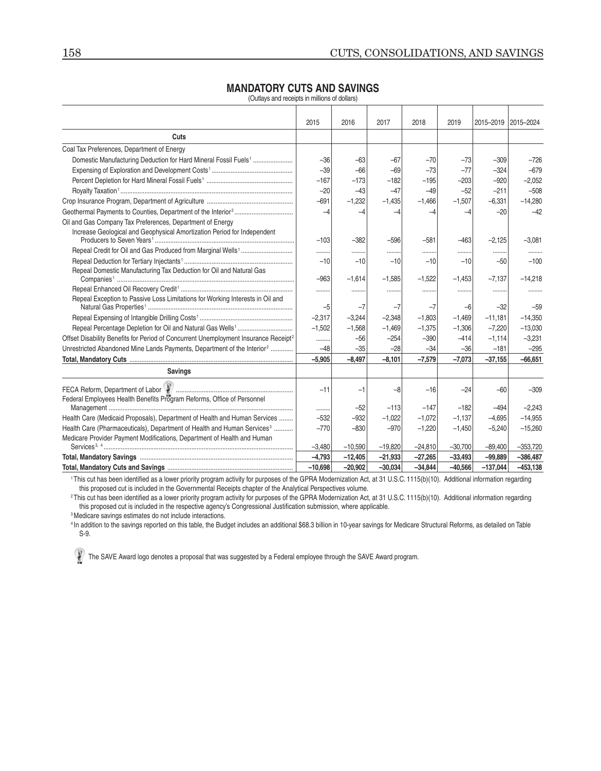## MANDATORY CUTS AND SAVINGS

(Outlays and receipts in millions of dollars)

| | 2015 | 2016 | 2017 | 2018 | 2019 | 2015–2019 | 2015–2024 |
|---|---|---|---|---|---|---|---|
| **Cuts** | | | | | | | |
| Coal Tax Preferences, Department of Energy | | | | | | | |
| Domestic Manufacturing Deduction for Hard Mineral Fossil Fuels[1] | –36 | –63 | –67 | –70 | –73 | –309 | –726 |
| Expensing of Exploration and Development Costs[1] | –39 | –66 | –69 | –73 | –77 | –324 | –679 |
| Percent Depletion for Hard Mineral Fossil Fuels[1] | –167 | –173 | –182 | –195 | –203 | –920 | –2,052 |
| Royalty Taxation[1] | –20 | –43 | –47 | –49 | –52 | –211 | –508 |
| Crop Insurance Program, Department of Agriculture | –691 | –1,232 | –1,435 | –1,466 | –1,507 | –6,331 | –14,280 |
| Geothermal Payments to Counties, Department of the Interior[2] | –4 | –4 | –4 | –4 | –4 | –20 | –42 |
| Oil and Gas Company Tax Preferences, Department of Energy | | | | | | | |
| Increase Geological and Geophysical Amortization Period for Independent Producers to Seven Years[1] | –103 | –382 | –596 | –581 | –463 | –2,125 | –3,081 |
| Repeal Credit for Oil and Gas Produced from Marginal Wells[1] | ......... | ......... | ......... | ......... | ......... | ......... | ......... |
| Repeal Deduction for Tertiary Injectants[1] | –10 | –10 | –10 | –10 | –10 | –50 | –100 |
| Repeal Domestic Manufacturing Tax Deduction for Oil and Natural Gas Companies[1] | –963 | –1,614 | –1,585 | –1,522 | –1,453 | –7,137 | –14,218 |
| Repeal Enhanced Oil Recovery Credit[1] | ......... | ......... | ......... | ......... | ......... | ......... | ......... |
| Repeal Exception to Passive Loss Limitations for Working Interests in Oil and Natural Gas Properties[1] | –5 | –7 | –7 | –7 | –6 | –32 | –59 |
| Repeal Expensing of Intangible Drilling Costs[1] | –2,317 | –3,244 | –2,348 | –1,803 | –1,469 | –11,181 | –14,350 |
| Repeal Percentage Depletion for Oil and Natural Gas Wells[1] | –1,502 | –1,568 | –1,469 | –1,375 | –1,306 | –7,220 | –13,030 |
| Offset Disability Benefits for Period of Concurrent Unemployment Insurance Receipt[2] | ......... | –56 | –254 | –390 | –414 | –1,114 | –3,231 |
| Unrestricted Abandoned Mine Lands Payments, Department of the Interior[2] | –48 | –35 | –28 | –34 | –36 | –181 | –295 |
| **Total, Mandatory Cuts** | **–5,905** | **–8,497** | **–8,101** | **–7,579** | **–7,073** | **–37,155** | **–66,651** |
| **Savings** | | | | | | | |
| FECA Reform, Department of Labor (SAVE) | –11 | –1 | –8 | –16 | –24 | –60 | –309 |
| Federal Employees Health Benefits Program Reforms, Office of Personnel Management | ......... | –52 | –113 | –147 | –182 | –494 | –2,243 |
| Health Care (Medicaid Proposals), Department of Health and Human Services | –532 | –932 | –1,022 | –1,072 | –1,137 | –4,695 | –14,955 |
| Health Care (Pharmaceuticals), Department of Health and Human Services[3] | –770 | –830 | –970 | –1,220 | –1,450 | –5,240 | –15,260 |
| Medicare Provider Payment Modifications, Department of Health and Human Services[3, 4] | –3,480 | –10,590 | –19,820 | –24,810 | –30,700 | –89,400 | –353,720 |
| **Total, Mandatory Savings** | **–4,793** | **–12,405** | **–21,933** | **–27,265** | **–33,493** | **–99,889** | **–386,487** |
| **Total, Mandatory Cuts and Savings** | **–10,698** | **–20,902** | **–30,034** | **–34,844** | **–40,566** | **–137,044** | **–453,138** |

[1] This cut has been identified as a lower priority program activity for purposes of the GPRA Modernization Act, at 31 U.S.C. 1115(b)(10). Additional information regarding this proposed cut is included in the Governmental Receipts chapter of the Analytical Perspectives volume.

[2] This cut has been identified as a lower priority program activity for purposes of the GPRA Modernization Act, at 31 U.S.C. 1115(b)(10). Additional information regarding this proposed cut is included in the respective agency's Congressional Justification submission, where applicable.

[3] Medicare savings estimates do not include interactions.

[4] In addition to the savings reported on this table, the Budget includes an additional $68.3 billion in 10-year savings for Medicare Structural Reforms, as detailed on Table S-9.

The SAVE Award logo denotes a proposal that was suggested by a Federal employee through the SAVE Award program.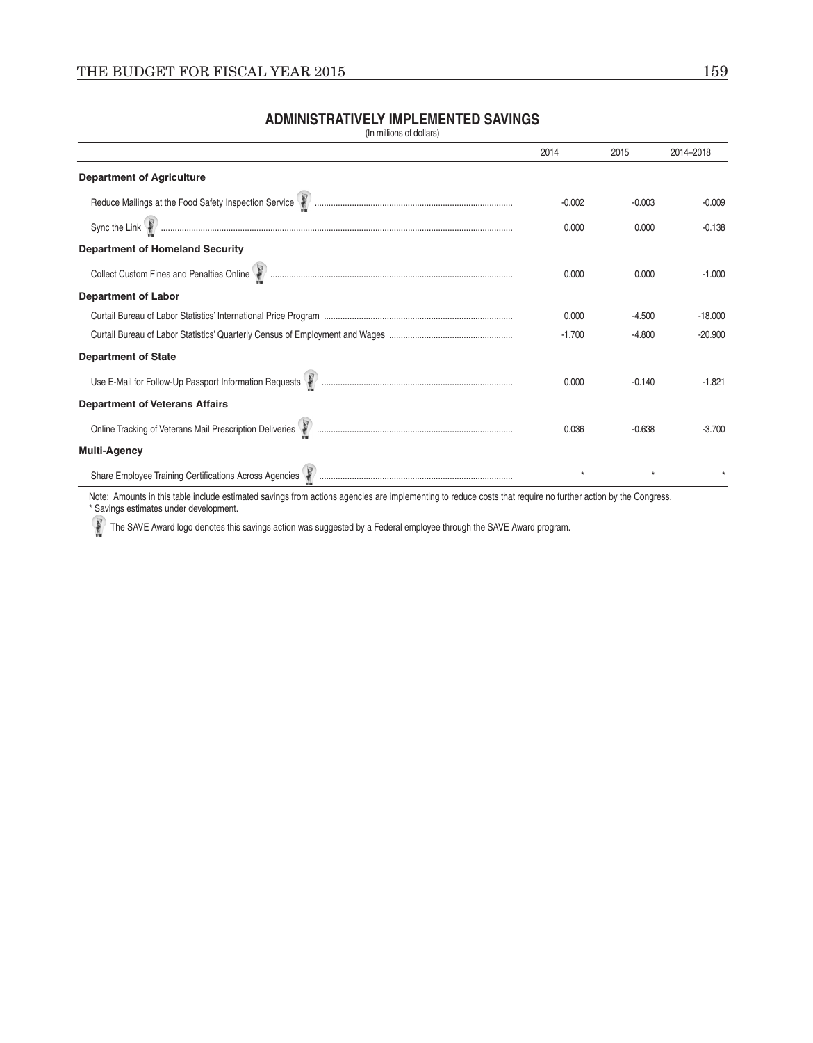## ADMINISTRATIVELY IMPLEMENTED SAVINGS

(In millions of dollars)

| | 2014 | 2015 | 2014–2018 |
|---|---|---|---|
| **Department of Agriculture** | | | |
| Reduce Mailings at the Food Safety Inspection Service | -0.002 | -0.003 | -0.009 |
| Sync the Link | 0.000 | 0.000 | -0.138 |
| **Department of Homeland Security** | | | |
| Collect Custom Fines and Penalties Online | 0.000 | 0.000 | -1.000 |
| **Department of Labor** | | | |
| Curtail Bureau of Labor Statistics' International Price Program | 0.000 | -4.500 | -18.000 |
| Curtail Bureau of Labor Statistics' Quarterly Census of Employment and Wages | -1.700 | -4.800 | -20.900 |
| **Department of State** | | | |
| Use E-Mail for Follow-Up Passport Information Requests | 0.000 | -0.140 | -1.821 |
| **Department of Veterans Affairs** | | | |
| Online Tracking of Veterans Mail Prescription Deliveries | 0.036 | -0.638 | -3.700 |
| **Multi-Agency** | | | |
| Share Employee Training Certifications Across Agencies | * | * | * |

Note: Amounts in this table include estimated savings from actions agencies are implementing to reduce costs that require no further action by the Congress.

* Savings estimates under development.

The SAVE Award logo denotes this savings action was suggested by a Federal employee through the SAVE Award program.